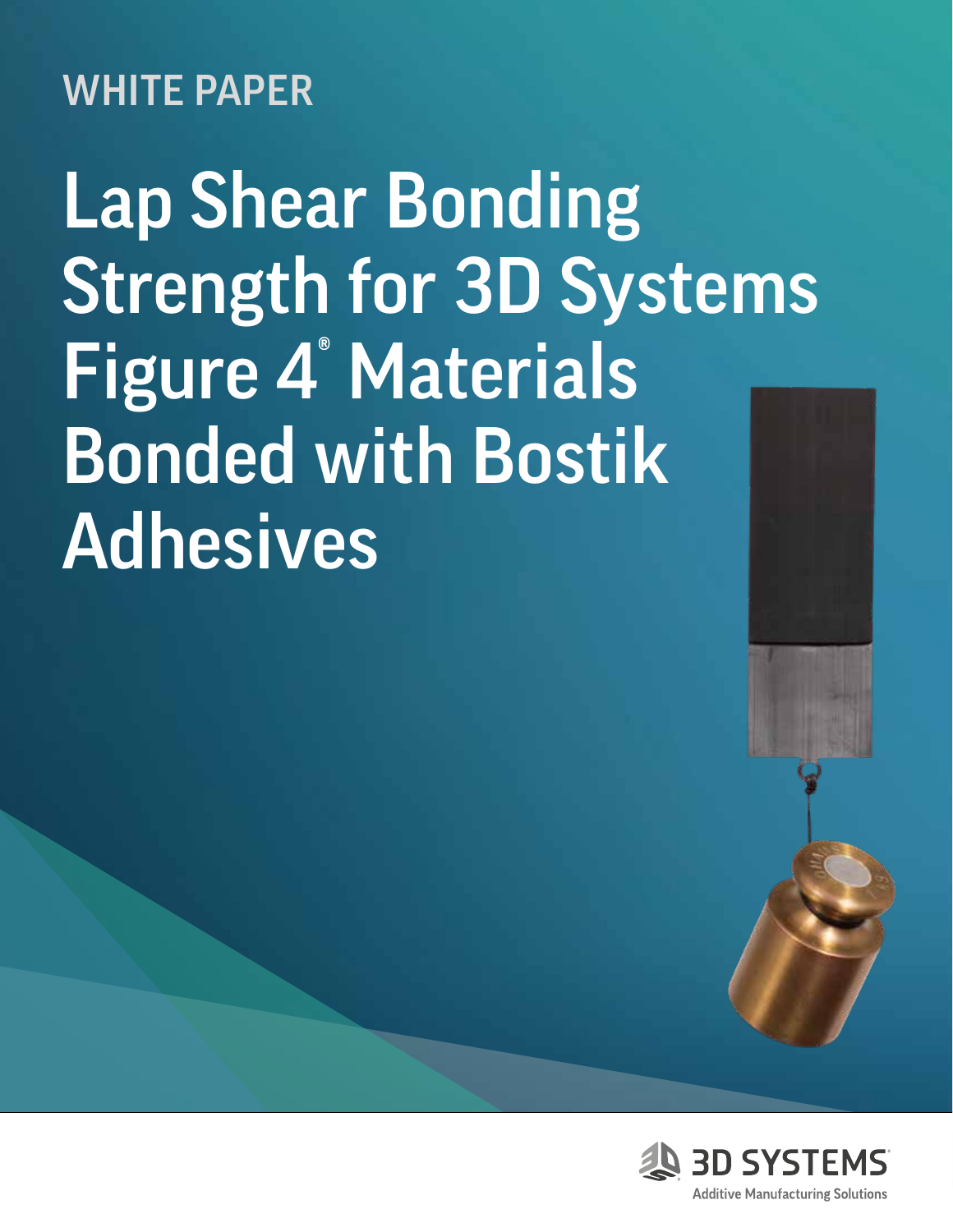WHITE PAPER

# Lap Shear Bonding Strength for 3D Systems Figure 4® Materials Bonded with Bostik Adhesives

3D SYSTEMS

Additive Manufacturing Solutions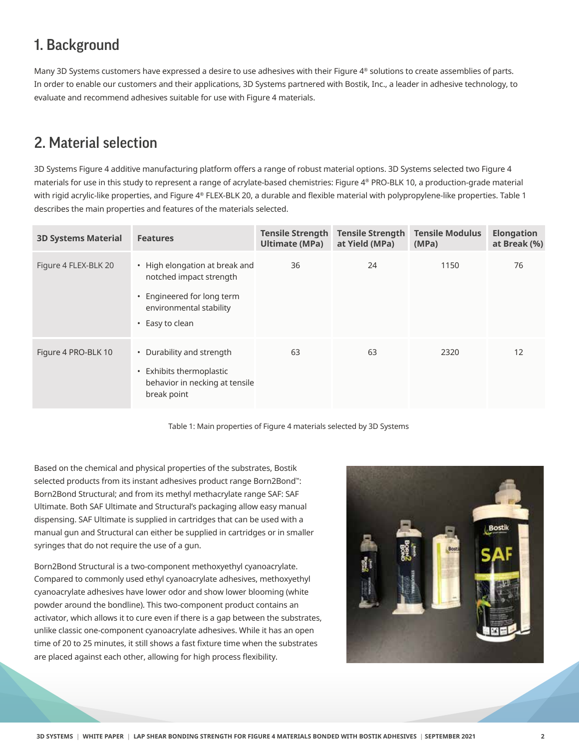## 1. Background

Many 3D Systems customers have expressed a desire to use adhesives with their Figure 4® solutions to create assemblies of parts. In order to enable our customers and their applications, 3D Systems partnered with Bostik, Inc., a leader in adhesive technology, to evaluate and recommend adhesives suitable for use with Figure 4 materials.

## 2. Material selection

3D Systems Figure 4 additive manufacturing platform offers a range of robust material options. 3D Systems selected two Figure 4 materials for use in this study to represent a range of acrylate-based chemistries: Figure 4® PRO-BLK 10, a production-grade material with rigid acrylic-like properties, and Figure 4® FLEX-BLK 20, a durable and flexible material with polypropylene-like properties. Table 1 describes the main properties and features of the materials selected.

| 3D Systems Material | Features | Tensile Strength Ultimate (MPa) | Tensile Strength at Yield (MPa) | Tensile Modulus (MPa) | Elongation at Break (%) |
|---|---|---|---|---|---|
| Figure 4 FLEX-BLK 20 | • High elongation at break and notched impact strength<br>• Engineered for long term environmental stability<br>• Easy to clean | 36 | 24 | 1150 | 76 |
| Figure 4 PRO-BLK 10 | • Durability and strength<br>• Exhibits thermoplastic behavior in necking at tensile break point | 63 | 63 | 2320 | 12 |

Table 1: Main properties of Figure 4 materials selected by 3D Systems

Based on the chemical and physical properties of the substrates, Bostik selected products from its instant adhesives product range Born2Bond™: Born2Bond Structural; and from its methyl methacrylate range SAF: SAF Ultimate. Both SAF Ultimate and Structural's packaging allow easy manual dispensing. SAF Ultimate is supplied in cartridges that can be used with a manual gun and Structural can either be supplied in cartridges or in smaller syringes that do not require the use of a gun.

Born2Bond Structural is a two-component methoxyethyl cyanoacrylate. Compared to commonly used ethyl cyanoacrylate adhesives, methoxyethyl cyanoacrylate adhesives have lower odor and show lower blooming (white powder around the bondline). This two-component product contains an activator, which allows it to cure even if there is a gap between the substrates, unlike classic one-component cyanoacrylate adhesives. While it has an open time of 20 to 25 minutes, it still shows a fast fixture time when the substrates are placed against each other, allowing for high process flexibility.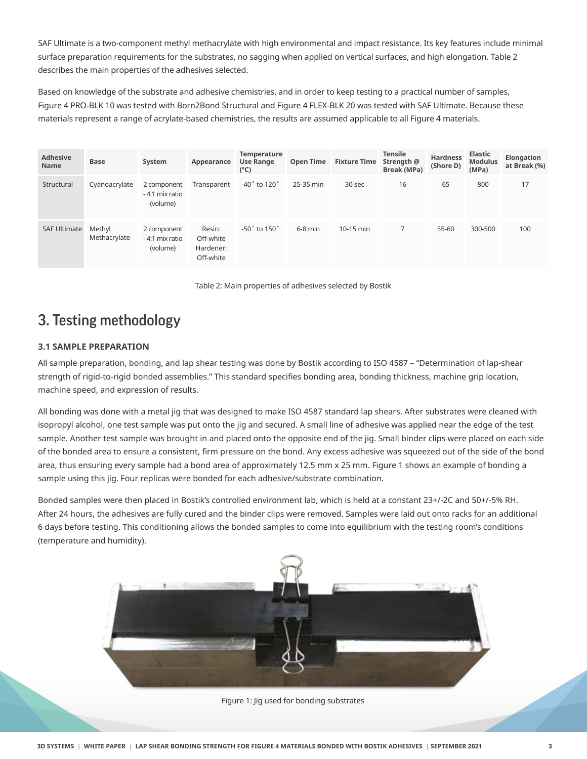SAF Ultimate is a two-component methyl methacrylate with high environmental and impact resistance. Its key features include minimal surface preparation requirements for the substrates, no sagging when applied on vertical surfaces, and high elongation. Table 2 describes the main properties of the adhesives selected.

Based on knowledge of the substrate and adhesive chemistries, and in order to keep testing to a practical number of samples, Figure 4 PRO-BLK 10 was tested with Born2Bond Structural and Figure 4 FLEX-BLK 20 was tested with SAF Ultimate. Because these materials represent a range of acrylate-based chemistries, the results are assumed applicable to all Figure 4 materials.

| Adhesive Name | Base | System | Appearance | Temperature Use Range (°C) | Open Time | Fixture Time | Tensile Strength @ Break (MPa) | Hardness (Shore D) | Elastic Modulus (MPa) | Elongation at Break (%) |
|---|---|---|---|---|---|---|---|---|---|---|
| Structural | Cyanoacrylate | 2 component - 4:1 mix ratio (volume) | Transparent | -40˚ to 120˚ | 25-35 min | 30 sec | 16 | 65 | 800 | 17 |
| SAF Ultimate | Methyl Methacrylate | 2 component - 4:1 mix ratio (volume) | Resin: Off-white Hardener: Off-white | -50˚ to 150˚ | 6-8 min | 10-15 min | 7 | 55-60 | 300-500 | 100 |

Table 2: Main properties of adhesives selected by Bostik

# 3. Testing methodology

### 3.1 SAMPLE PREPARATION

All sample preparation, bonding, and lap shear testing was done by Bostik according to ISO 4587 – "Determination of lap-shear strength of rigid-to-rigid bonded assemblies." This standard specifies bonding area, bonding thickness, machine grip location, machine speed, and expression of results.

All bonding was done with a metal jig that was designed to make ISO 4587 standard lap shears. After substrates were cleaned with isopropyl alcohol, one test sample was put onto the jig and secured. A small line of adhesive was applied near the edge of the test sample. Another test sample was brought in and placed onto the opposite end of the jig. Small binder clips were placed on each side of the bonded area to ensure a consistent, firm pressure on the bond. Any excess adhesive was squeezed out of the side of the bond area, thus ensuring every sample had a bond area of approximately 12.5 mm x 25 mm. Figure 1 shows an example of bonding a sample using this jig. Four replicas were bonded for each adhesive/substrate combination.

Bonded samples were then placed in Bostik's controlled environment lab, which is held at a constant 23+/-2C and 50+/-5% RH. After 24 hours, the adhesives are fully cured and the binder clips were removed. Samples were laid out onto racks for an additional 6 days before testing. This conditioning allows the bonded samples to come into equilibrium with the testing room's conditions (temperature and humidity).

Figure 1: Jig used for bonding substrates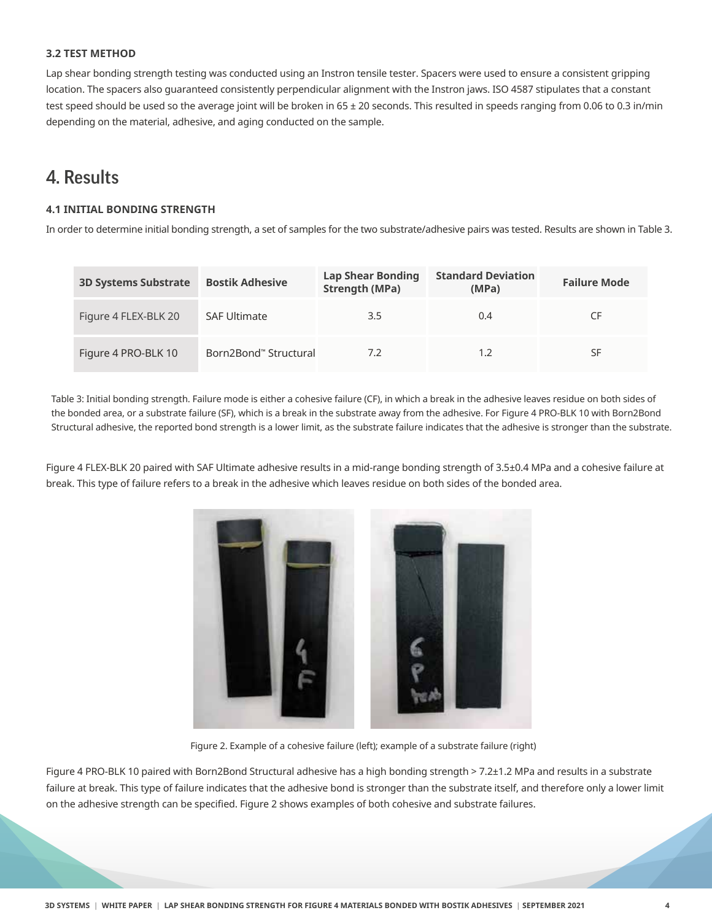### 3.2 TEST METHOD

Lap shear bonding strength testing was conducted using an Instron tensile tester. Spacers were used to ensure a consistent gripping location. The spacers also guaranteed consistently perpendicular alignment with the Instron jaws. ISO 4587 stipulates that a constant test speed should be used so the average joint will be broken in 65 ± 20 seconds. This resulted in speeds ranging from 0.06 to 0.3 in/min depending on the material, adhesive, and aging conducted on the sample.

# 4. Results

### 4.1 INITIAL BONDING STRENGTH

In order to determine initial bonding strength, a set of samples for the two substrate/adhesive pairs was tested. Results are shown in Table 3.

| 3D Systems Substrate | Bostik Adhesive | Lap Shear Bonding Strength (MPa) | Standard Deviation (MPa) | Failure Mode |
|---|---|---|---|---|
| Figure 4 FLEX-BLK 20 | SAF Ultimate | 3.5 | 0.4 | CF |
| Figure 4 PRO-BLK 10 | Born2Bond™ Structural | 7.2 | 1.2 | SF |

Table 3: Initial bonding strength. Failure mode is either a cohesive failure (CF), in which a break in the adhesive leaves residue on both sides of the bonded area, or a substrate failure (SF), which is a break in the substrate away from the adhesive. For Figure 4 PRO-BLK 10 with Born2Bond Structural adhesive, the reported bond strength is a lower limit, as the substrate failure indicates that the adhesive is stronger than the substrate.

Figure 4 FLEX-BLK 20 paired with SAF Ultimate adhesive results in a mid-range bonding strength of 3.5±0.4 MPa and a cohesive failure at break. This type of failure refers to a break in the adhesive which leaves residue on both sides of the bonded area.

Figure 2. Example of a cohesive failure (left); example of a substrate failure (right)

Figure 4 PRO-BLK 10 paired with Born2Bond Structural adhesive has a high bonding strength > 7.2±1.2 MPa and results in a substrate failure at break. This type of failure indicates that the adhesive bond is stronger than the substrate itself, and therefore only a lower limit on the adhesive strength can be specified. Figure 2 shows examples of both cohesive and substrate failures.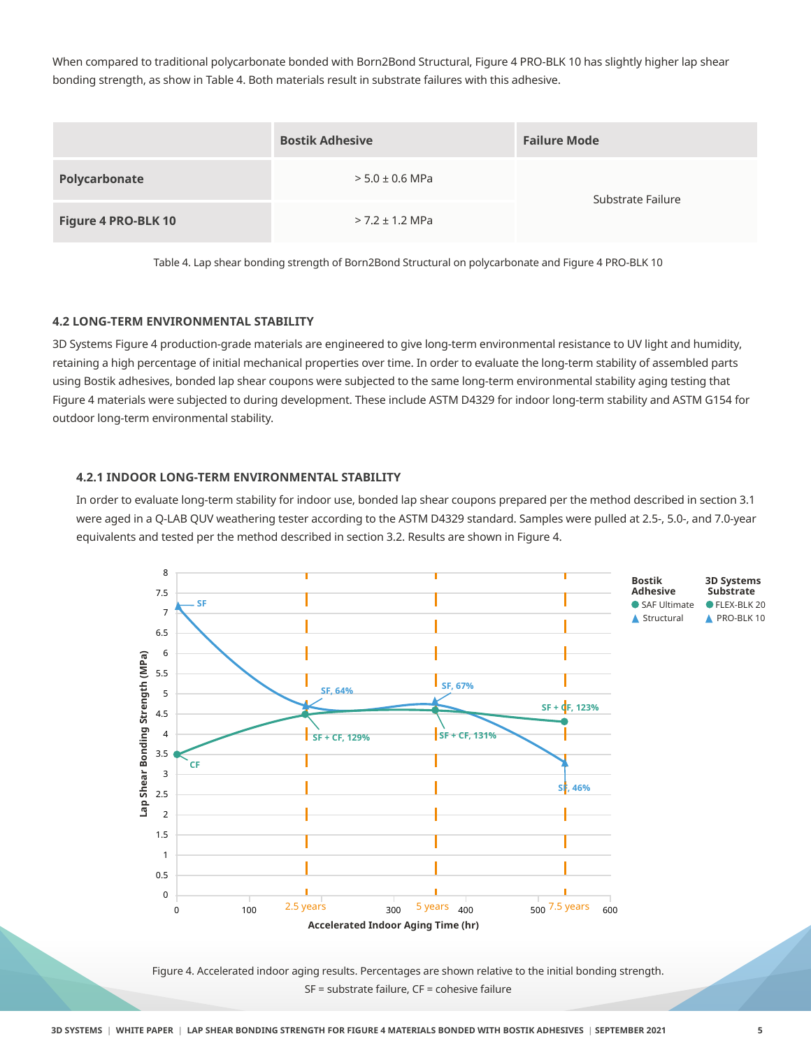When compared to traditional polycarbonate bonded with Born2Bond Structural, Figure 4 PRO-BLK 10 has slightly higher lap shear bonding strength, as show in Table 4. Both materials result in substrate failures with this adhesive.

| | Bostik Adhesive | Failure Mode |
|---|---|---|
| **Polycarbonate** | > 5.0 ± 0.6 MPa | Substrate Failure |
| **Figure 4 PRO-BLK 10** | > 7.2 ± 1.2 MPa | |

Table 4. Lap shear bonding strength of Born2Bond Structural on polycarbonate and Figure 4 PRO-BLK 10

### 4.2 LONG-TERM ENVIRONMENTAL STABILITY

3D Systems Figure 4 production-grade materials are engineered to give long-term environmental resistance to UV light and humidity, retaining a high percentage of initial mechanical properties over time. In order to evaluate the long-term stability of assembled parts using Bostik adhesives, bonded lap shear coupons were subjected to the same long-term environmental stability aging testing that Figure 4 materials were subjected to during development. These include ASTM D4329 for indoor long-term stability and ASTM G154 for outdoor long-term environmental stability.

#### 4.2.1 INDOOR LONG-TERM ENVIRONMENTAL STABILITY

In order to evaluate long-term stability for indoor use, bonded lap shear coupons prepared per the method described in section 3.1 were aged in a Q-LAB QUV weathering tester according to the ASTM D4329 standard. Samples were pulled at 2.5-, 5.0-, and 7.0-year equivalents and tested per the method described in section 3.2. Results are shown in Figure 4.

Figure 4. Accelerated indoor aging results. Percentages are shown relative to the initial bonding strength. SF = substrate failure, CF = cohesive failure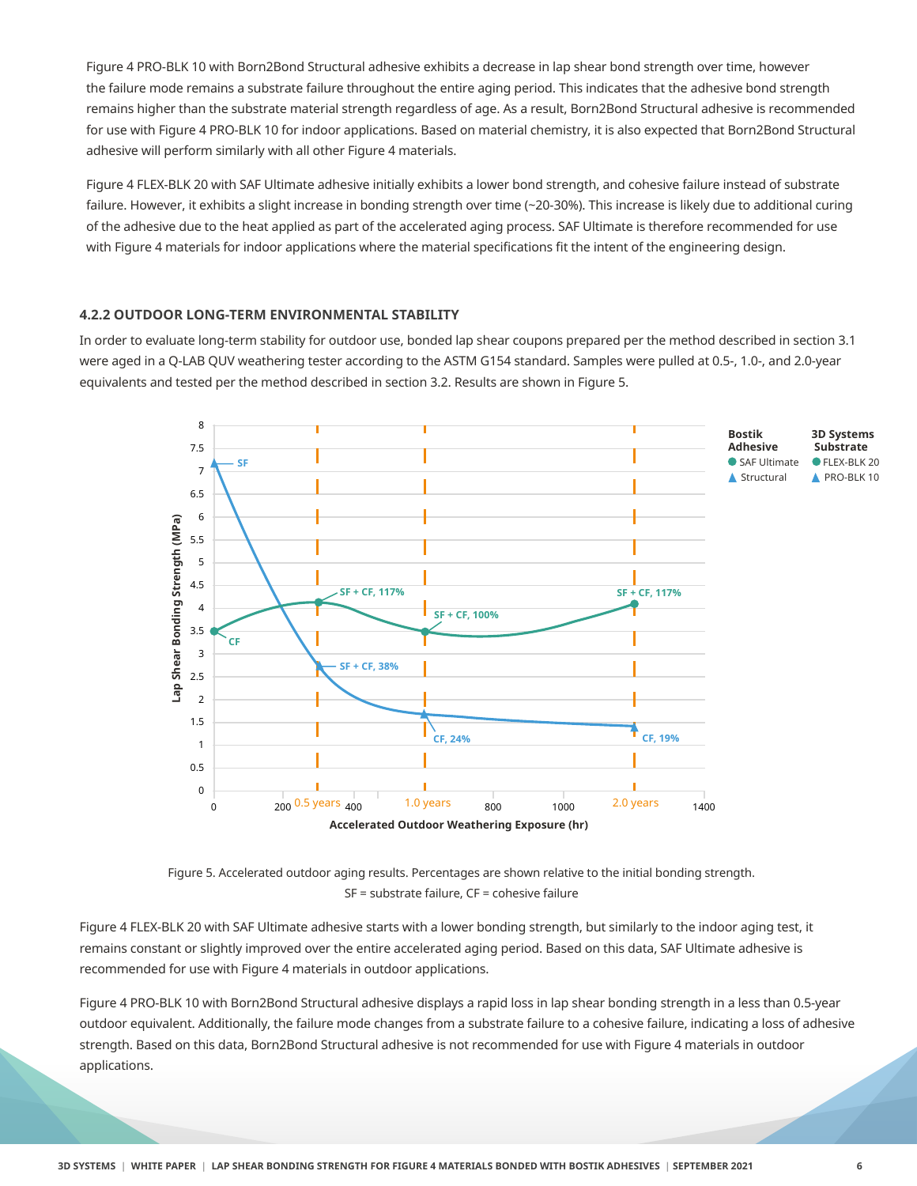Figure 4 PRO-BLK 10 with Born2Bond Structural adhesive exhibits a decrease in lap shear bond strength over time, however the failure mode remains a substrate failure throughout the entire aging period. This indicates that the adhesive bond strength remains higher than the substrate material strength regardless of age. As a result, Born2Bond Structural adhesive is recommended for use with Figure 4 PRO-BLK 10 for indoor applications. Based on material chemistry, it is also expected that Born2Bond Structural adhesive will perform similarly with all other Figure 4 materials.

Figure 4 FLEX-BLK 20 with SAF Ultimate adhesive initially exhibits a lower bond strength, and cohesive failure instead of substrate failure. However, it exhibits a slight increase in bonding strength over time (~20-30%). This increase is likely due to additional curing of the adhesive due to the heat applied as part of the accelerated aging process. SAF Ultimate is therefore recommended for use with Figure 4 materials for indoor applications where the material specifications fit the intent of the engineering design.

### 4.2.2 OUTDOOR LONG-TERM ENVIRONMENTAL STABILITY

In order to evaluate long-term stability for outdoor use, bonded lap shear coupons prepared per the method described in section 3.1 were aged in a Q-LAB QUV weathering tester according to the ASTM G154 standard. Samples were pulled at 0.5-, 1.0-, and 2.0-year equivalents and tested per the method described in section 3.2. Results are shown in Figure 5.

Figure 5. Accelerated outdoor aging results. Percentages are shown relative to the initial bonding strength.
SF = substrate failure, CF = cohesive failure

Figure 4 FLEX-BLK 20 with SAF Ultimate adhesive starts with a lower bonding strength, but similarly to the indoor aging test, it remains constant or slightly improved over the entire accelerated aging period. Based on this data, SAF Ultimate adhesive is recommended for use with Figure 4 materials in outdoor applications.

Figure 4 PRO-BLK 10 with Born2Bond Structural adhesive displays a rapid loss in lap shear bonding strength in a less than 0.5-year outdoor equivalent. Additionally, the failure mode changes from a substrate failure to a cohesive failure, indicating a loss of adhesive strength. Based on this data, Born2Bond Structural adhesive is not recommended for use with Figure 4 materials in outdoor applications.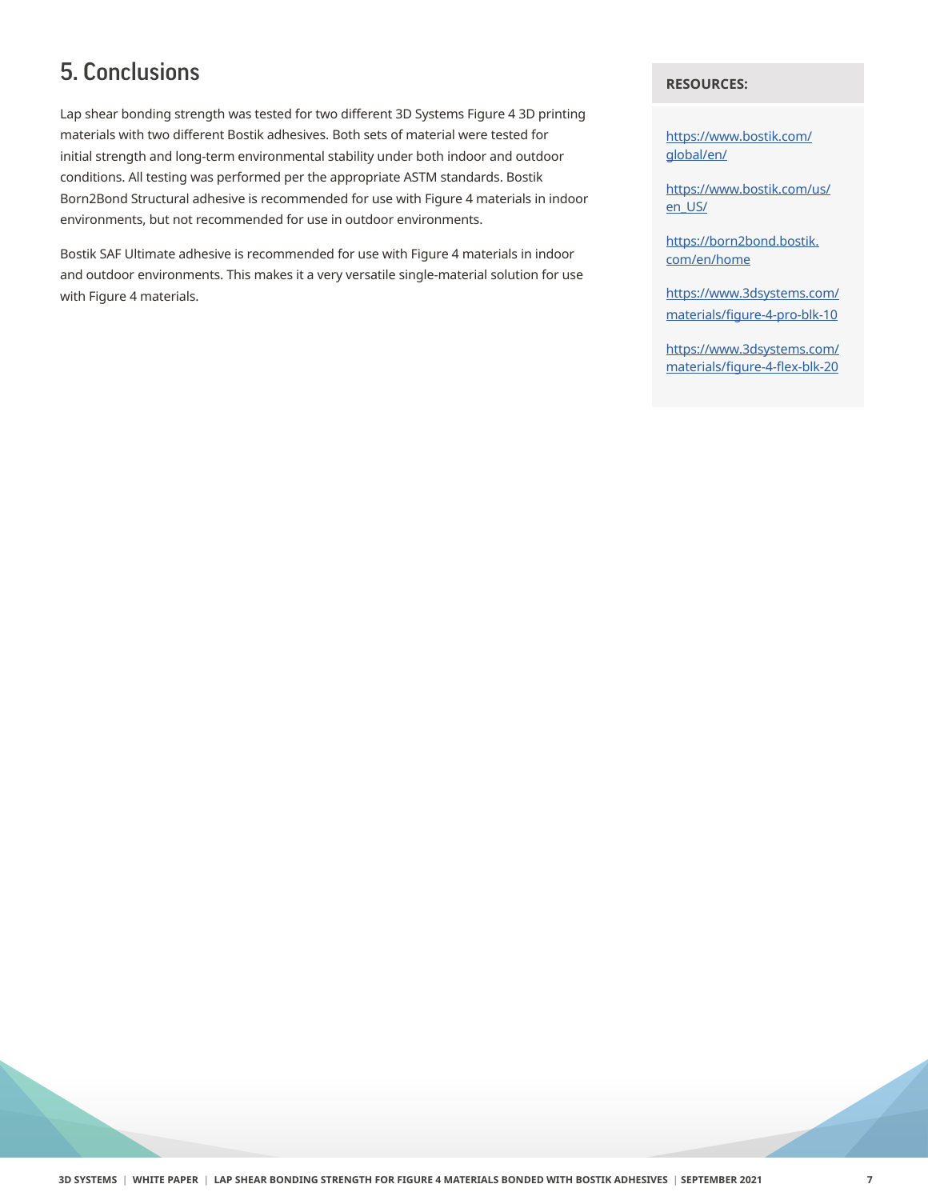## 5. Conclusions

Lap shear bonding strength was tested for two different 3D Systems Figure 4 3D printing materials with two different Bostik adhesives. Both sets of material were tested for initial strength and long-term environmental stability under both indoor and outdoor conditions. All testing was performed per the appropriate ASTM standards. Bostik Born2Bond Structural adhesive is recommended for use with Figure 4 materials in indoor environments, but not recommended for use in outdoor environments.

Bostik SAF Ultimate adhesive is recommended for use with Figure 4 materials in indoor and outdoor environments. This makes it a very versatile single-material solution for use with Figure 4 materials.

**RESOURCES:**

https://www.bostik.com/global/en/

https://www.bostik.com/us/en_US/

https://born2bond.bostik.com/en/home

https://www.3dsystems.com/materials/figure-4-pro-blk-10

https://www.3dsystems.com/materials/figure-4-flex-blk-20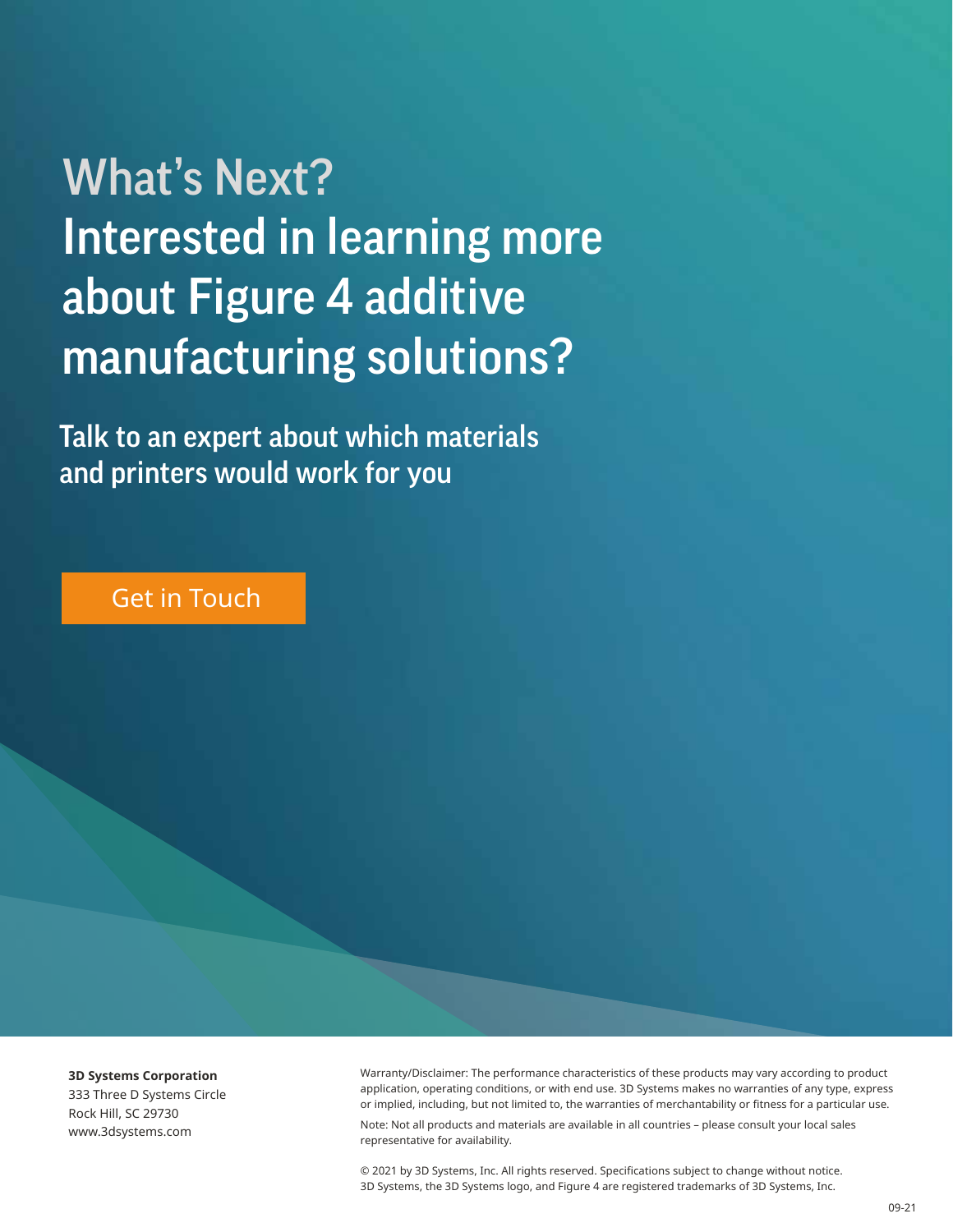# What's Next?

# Interested in learning more about Figure 4 additive manufacturing solutions?

## Talk to an expert about which materials and printers would work for you

Get in Touch

**3D Systems Corporation**
333 Three D Systems Circle
Rock Hill, SC 29730
www.3dsystems.com

Warranty/Disclaimer: The performance characteristics of these products may vary according to product application, operating conditions, or with end use. 3D Systems makes no warranties of any type, express or implied, including, but not limited to, the warranties of merchantability or fitness for a particular use.

Note: Not all products and materials are available in all countries – please consult your local sales representative for availability.

© 2021 by 3D Systems, Inc. All rights reserved. Specifications subject to change without notice.
3D Systems, the 3D Systems logo, and Figure 4 are registered trademarks of 3D Systems, Inc.

09-21